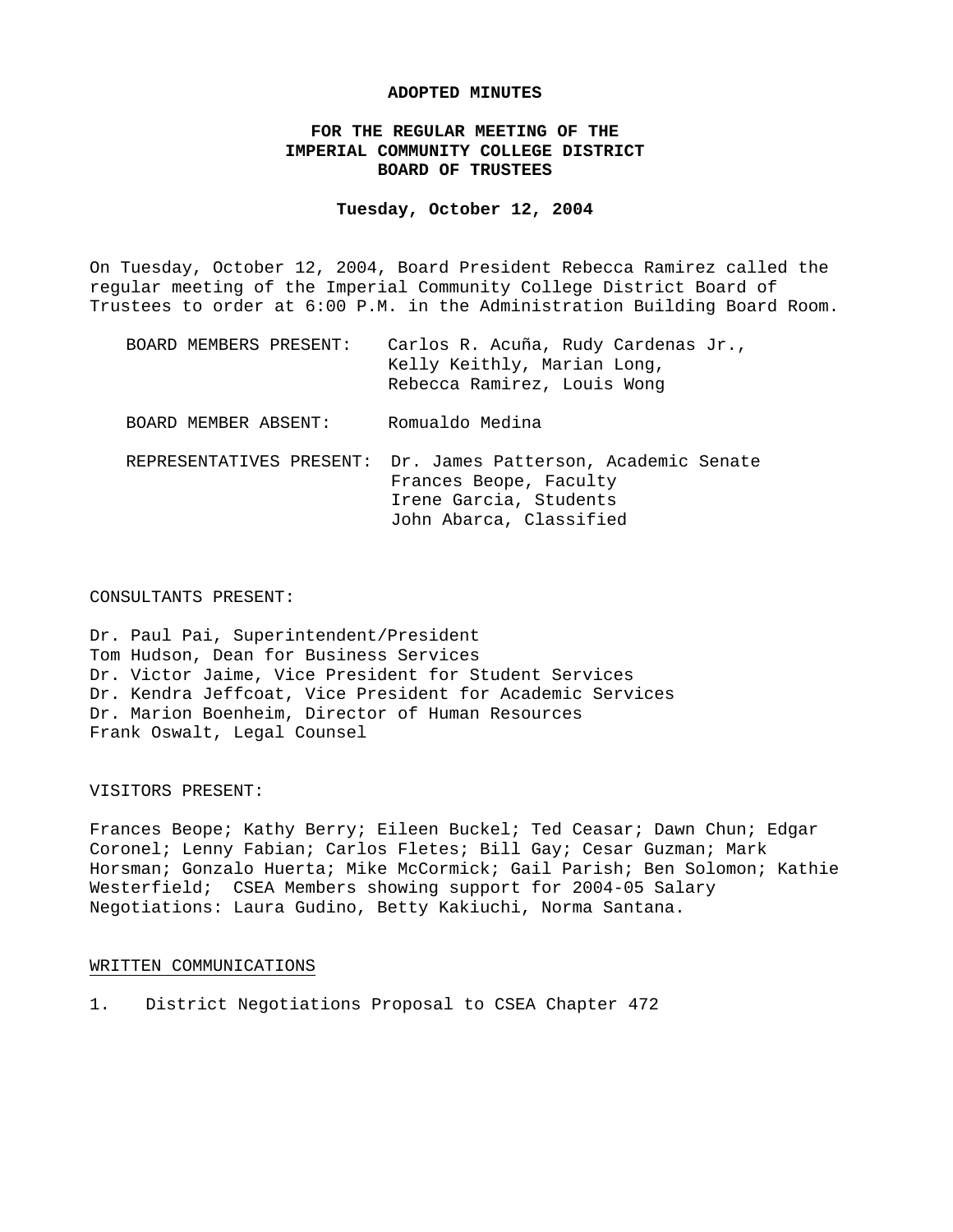**ADOPTED MINUTES**

**FOR THE REGULAR MEETING OF THE IMPERIAL COMMUNITY COLLEGE DISTRICT BOARD OF TRUSTEES**

**Tuesday, October 12, 2004**

On Tuesday, October 12, 2004, Board President Rebecca Ramirez called the regular meeting of the Imperial Community College District Board of Trustees to order at 6:00 P.M. in the Administration Building Board Room.

BOARD MEMBERS PRESENT: Carlos R. Acuña, Rudy Cardenas Jr., Kelly Keithly, Marian Long, Rebecca Ramirez, Louis Wong

BOARD MEMBER ABSENT: Romualdo Medina

REPRESENTATIVES PRESENT: Dr. James Patterson, Academic Senate
Frances Beope, Faculty
Irene Garcia, Students
John Abarca, Classified

CONSULTANTS PRESENT:

Dr. Paul Pai, Superintendent/President
Tom Hudson, Dean for Business Services
Dr. Victor Jaime, Vice President for Student Services
Dr. Kendra Jeffcoat, Vice President for Academic Services
Dr. Marion Boenheim, Director of Human Resources
Frank Oswalt, Legal Counsel

VISITORS PRESENT:

Frances Beope; Kathy Berry; Eileen Buckel; Ted Ceasar; Dawn Chun; Edgar Coronel; Lenny Fabian; Carlos Fletes; Bill Gay; Cesar Guzman; Mark Horsman; Gonzalo Huerta; Mike McCormick; Gail Parish; Ben Solomon; Kathie Westerfield; CSEA Members showing support for 2004-05 Salary Negotiations: Laura Gudino, Betty Kakiuchi, Norma Santana.

WRITTEN COMMUNICATIONS

1. District Negotiations Proposal to CSEA Chapter 472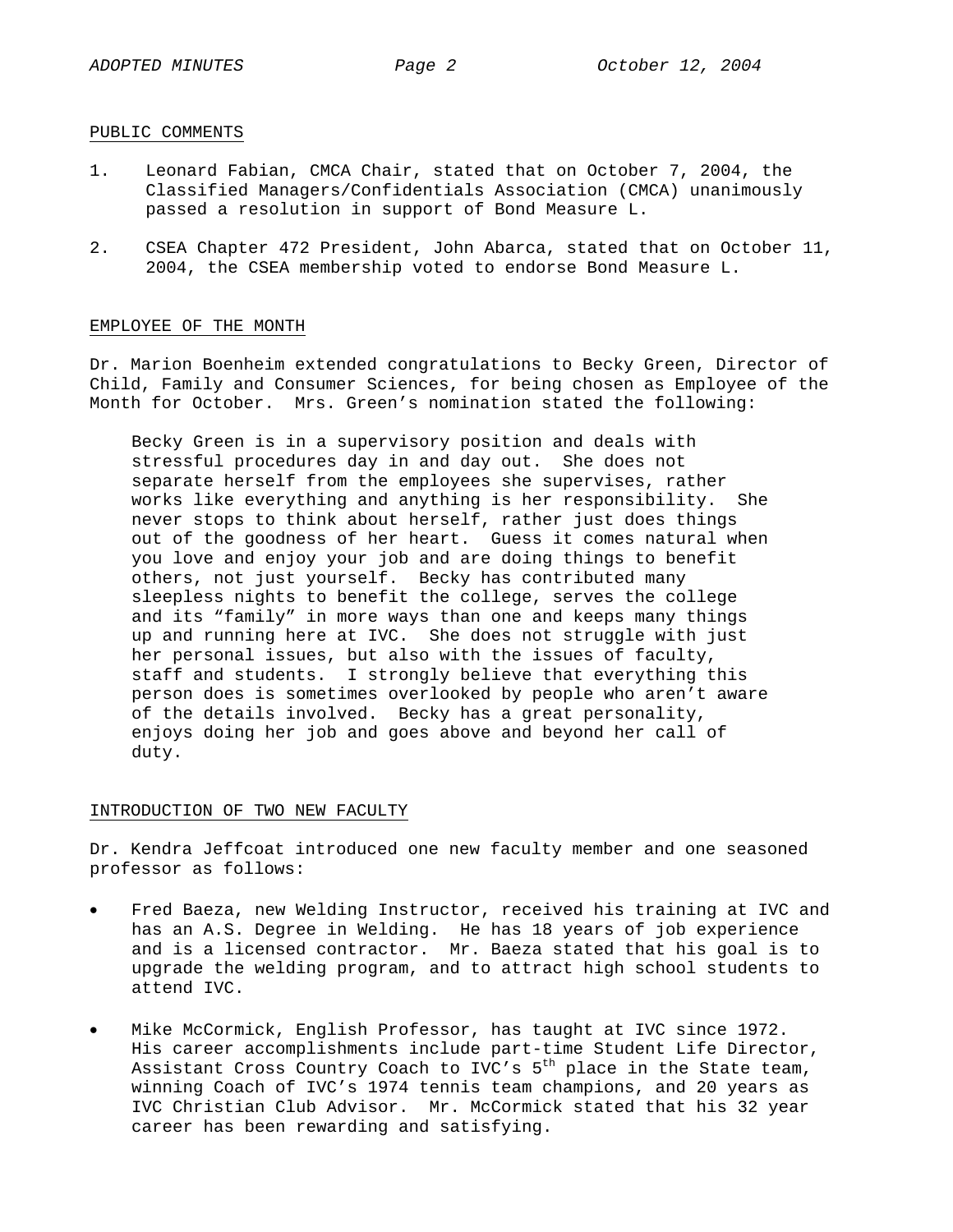## PUBLIC COMMENTS

1. Leonard Fabian, CMCA Chair, stated that on October 7, 2004, the Classified Managers/Confidentials Association (CMCA) unanimously passed a resolution in support of Bond Measure L.

2. CSEA Chapter 472 President, John Abarca, stated that on October 11, 2004, the CSEA membership voted to endorse Bond Measure L.

## EMPLOYEE OF THE MONTH

Dr. Marion Boenheim extended congratulations to Becky Green, Director of Child, Family and Consumer Sciences, for being chosen as Employee of the Month for October. Mrs. Green's nomination stated the following:

> Becky Green is in a supervisory position and deals with stressful procedures day in and day out. She does not separate herself from the employees she supervises, rather works like everything and anything is her responsibility. She never stops to think about herself, rather just does things out of the goodness of her heart. Guess it comes natural when you love and enjoy your job and are doing things to benefit others, not just yourself. Becky has contributed many sleepless nights to benefit the college, serves the college and its "family" in more ways than one and keeps many things up and running here at IVC. She does not struggle with just her personal issues, but also with the issues of faculty, staff and students. I strongly believe that everything this person does is sometimes overlooked by people who aren't aware of the details involved. Becky has a great personality, enjoys doing her job and goes above and beyond her call of duty.

## INTRODUCTION OF TWO NEW FACULTY

Dr. Kendra Jeffcoat introduced one new faculty member and one seasoned professor as follows:

- Fred Baeza, new Welding Instructor, received his training at IVC and has an A.S. Degree in Welding. He has 18 years of job experience and is a licensed contractor. Mr. Baeza stated that his goal is to upgrade the welding program, and to attract high school students to attend IVC.

- Mike McCormick, English Professor, has taught at IVC since 1972. His career accomplishments include part-time Student Life Director, Assistant Cross Country Coach to IVC's 5th place in the State team, winning Coach of IVC's 1974 tennis team champions, and 20 years as IVC Christian Club Advisor. Mr. McCormick stated that his 32 year career has been rewarding and satisfying.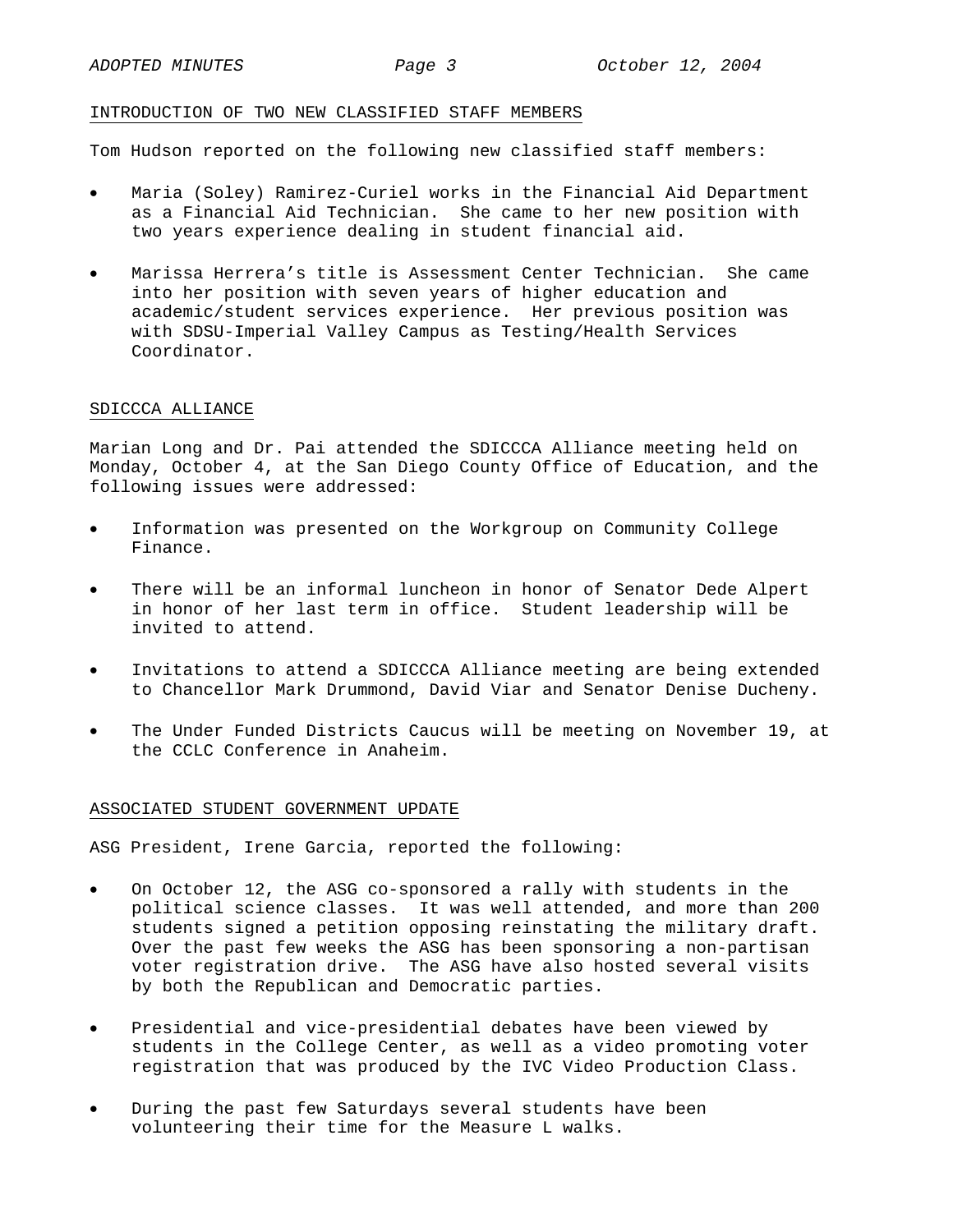## INTRODUCTION OF TWO NEW CLASSIFIED STAFF MEMBERS

Tom Hudson reported on the following new classified staff members:

- Maria (Soley) Ramirez-Curiel works in the Financial Aid Department as a Financial Aid Technician. She came to her new position with two years experience dealing in student financial aid.

- Marissa Herrera's title is Assessment Center Technician. She came into her position with seven years of higher education and academic/student services experience. Her previous position was with SDSU-Imperial Valley Campus as Testing/Health Services Coordinator.

## SDICCCA ALLIANCE

Marian Long and Dr. Pai attended the SDICCCA Alliance meeting held on Monday, October 4, at the San Diego County Office of Education, and the following issues were addressed:

- Information was presented on the Workgroup on Community College Finance.

- There will be an informal luncheon in honor of Senator Dede Alpert in honor of her last term in office. Student leadership will be invited to attend.

- Invitations to attend a SDICCCA Alliance meeting are being extended to Chancellor Mark Drummond, David Viar and Senator Denise Ducheny.

- The Under Funded Districts Caucus will be meeting on November 19, at the CCLC Conference in Anaheim.

## ASSOCIATED STUDENT GOVERNMENT UPDATE

ASG President, Irene Garcia, reported the following:

- On October 12, the ASG co-sponsored a rally with students in the political science classes. It was well attended, and more than 200 students signed a petition opposing reinstating the military draft. Over the past few weeks the ASG has been sponsoring a non-partisan voter registration drive. The ASG have also hosted several visits by both the Republican and Democratic parties.

- Presidential and vice-presidential debates have been viewed by students in the College Center, as well as a video promoting voter registration that was produced by the IVC Video Production Class.

- During the past few Saturdays several students have been volunteering their time for the Measure L walks.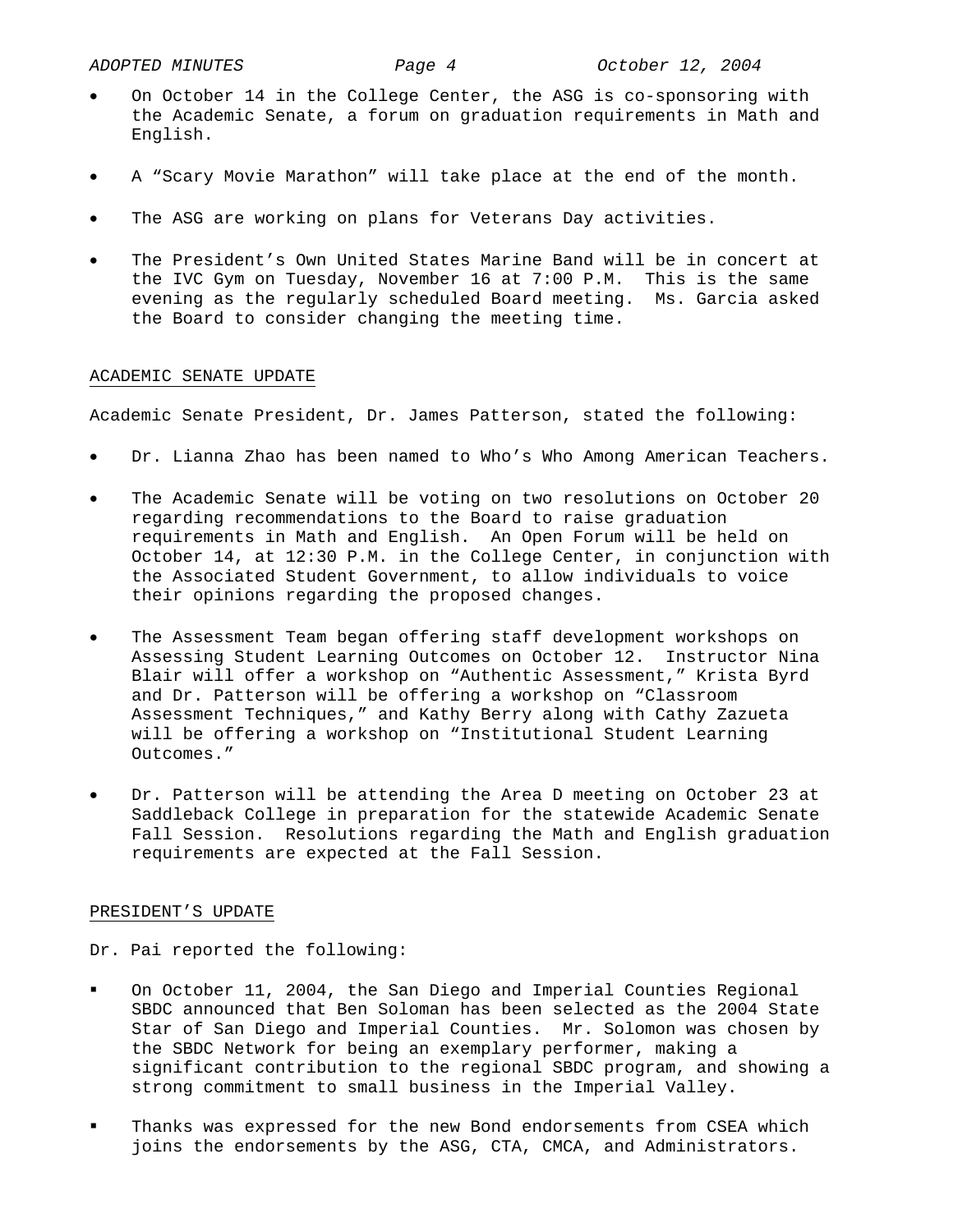- On October 14 in the College Center, the ASG is co-sponsoring with the Academic Senate, a forum on graduation requirements in Math and English.

- A "Scary Movie Marathon" will take place at the end of the month.

- The ASG are working on plans for Veterans Day activities.

- The President's Own United States Marine Band will be in concert at the IVC Gym on Tuesday, November 16 at 7:00 P.M. This is the same evening as the regularly scheduled Board meeting. Ms. Garcia asked the Board to consider changing the meeting time.

## ACADEMIC SENATE UPDATE

Academic Senate President, Dr. James Patterson, stated the following:

- Dr. Lianna Zhao has been named to Who's Who Among American Teachers.

- The Academic Senate will be voting on two resolutions on October 20 regarding recommendations to the Board to raise graduation requirements in Math and English. An Open Forum will be held on October 14, at 12:30 P.M. in the College Center, in conjunction with the Associated Student Government, to allow individuals to voice their opinions regarding the proposed changes.

- The Assessment Team began offering staff development workshops on Assessing Student Learning Outcomes on October 12. Instructor Nina Blair will offer a workshop on "Authentic Assessment," Krista Byrd and Dr. Patterson will be offering a workshop on "Classroom Assessment Techniques," and Kathy Berry along with Cathy Zazueta will be offering a workshop on "Institutional Student Learning Outcomes."

- Dr. Patterson will be attending the Area D meeting on October 23 at Saddleback College in preparation for the statewide Academic Senate Fall Session. Resolutions regarding the Math and English graduation requirements are expected at the Fall Session.

## PRESIDENT'S UPDATE

Dr. Pai reported the following:

- On October 11, 2004, the San Diego and Imperial Counties Regional SBDC announced that Ben Soloman has been selected as the 2004 State Star of San Diego and Imperial Counties. Mr. Solomon was chosen by the SBDC Network for being an exemplary performer, making a significant contribution to the regional SBDC program, and showing a strong commitment to small business in the Imperial Valley.

- Thanks was expressed for the new Bond endorsements from CSEA which joins the endorsements by the ASG, CTA, CMCA, and Administrators.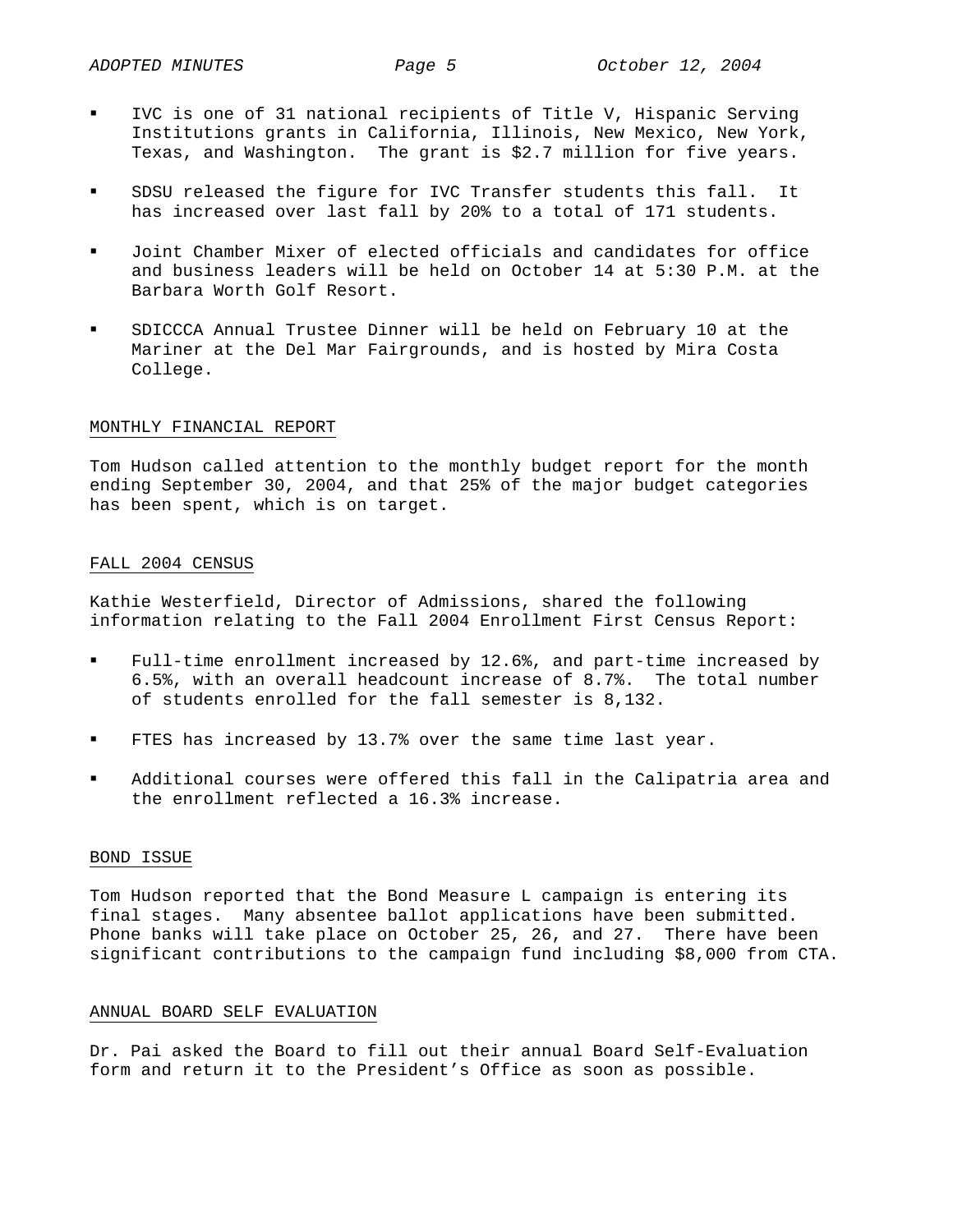- IVC is one of 31 national recipients of Title V, Hispanic Serving Institutions grants in California, Illinois, New Mexico, New York, Texas, and Washington. The grant is $2.7 million for five years.

- SDSU released the figure for IVC Transfer students this fall. It has increased over last fall by 20% to a total of 171 students.

- Joint Chamber Mixer of elected officials and candidates for office and business leaders will be held on October 14 at 5:30 P.M. at the Barbara Worth Golf Resort.

- SDICCCA Annual Trustee Dinner will be held on February 10 at the Mariner at the Del Mar Fairgrounds, and is hosted by Mira Costa College.

## MONTHLY FINANCIAL REPORT

Tom Hudson called attention to the monthly budget report for the month ending September 30, 2004, and that 25% of the major budget categories has been spent, which is on target.

## FALL 2004 CENSUS

Kathie Westerfield, Director of Admissions, shared the following information relating to the Fall 2004 Enrollment First Census Report:

- Full-time enrollment increased by 12.6%, and part-time increased by 6.5%, with an overall headcount increase of 8.7%. The total number of students enrolled for the fall semester is 8,132.

- FTES has increased by 13.7% over the same time last year.

- Additional courses were offered this fall in the Calipatria area and the enrollment reflected a 16.3% increase.

## BOND ISSUE

Tom Hudson reported that the Bond Measure L campaign is entering its final stages. Many absentee ballot applications have been submitted. Phone banks will take place on October 25, 26, and 27. There have been significant contributions to the campaign fund including $8,000 from CTA.

## ANNUAL BOARD SELF EVALUATION

Dr. Pai asked the Board to fill out their annual Board Self-Evaluation form and return it to the President's Office as soon as possible.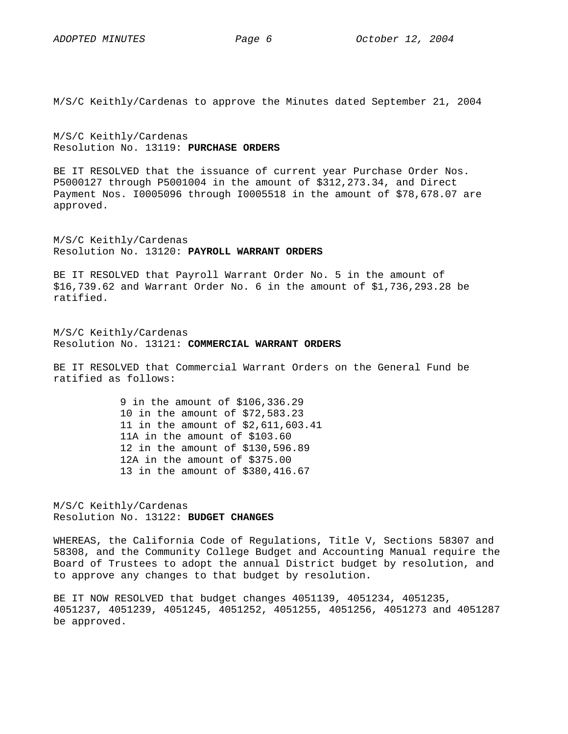M/S/C Keithly/Cardenas to approve the Minutes dated September 21, 2004

M/S/C Keithly/Cardenas
Resolution No. 13119: **PURCHASE ORDERS**

BE IT RESOLVED that the issuance of current year Purchase Order Nos. P5000127 through P5001004 in the amount of $312,273.34, and Direct Payment Nos. I0005096 through I0005518 in the amount of $78,678.07 are approved.

M/S/C Keithly/Cardenas
Resolution No. 13120: **PAYROLL WARRANT ORDERS**

BE IT RESOLVED that Payroll Warrant Order No. 5 in the amount of $16,739.62 and Warrant Order No. 6 in the amount of $1,736,293.28 be ratified.

M/S/C Keithly/Cardenas
Resolution No. 13121: **COMMERCIAL WARRANT ORDERS**

BE IT RESOLVED that Commercial Warrant Orders on the General Fund be ratified as follows:

9 in the amount of $106,336.29
10 in the amount of $72,583.23
11 in the amount of $2,611,603.41
11A in the amount of $103.60
12 in the amount of $130,596.89
12A in the amount of $375.00
13 in the amount of $380,416.67

M/S/C Keithly/Cardenas
Resolution No. 13122: **BUDGET CHANGES**

WHEREAS, the California Code of Regulations, Title V, Sections 58307 and 58308, and the Community College Budget and Accounting Manual require the Board of Trustees to adopt the annual District budget by resolution, and to approve any changes to that budget by resolution.

BE IT NOW RESOLVED that budget changes 4051139, 4051234, 4051235, 4051237, 4051239, 4051245, 4051252, 4051255, 4051256, 4051273 and 4051287 be approved.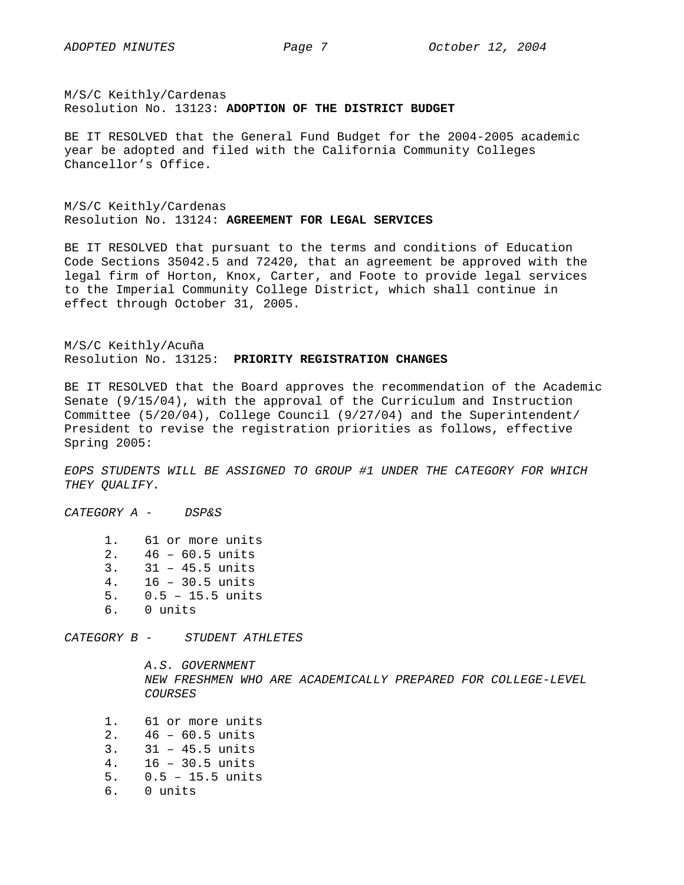M/S/C Keithly/Cardenas
Resolution No. 13123: **ADOPTION OF THE DISTRICT BUDGET**

BE IT RESOLVED that the General Fund Budget for the 2004-2005 academic year be adopted and filed with the California Community Colleges Chancellor's Office.

M/S/C Keithly/Cardenas
Resolution No. 13124: **AGREEMENT FOR LEGAL SERVICES**

BE IT RESOLVED that pursuant to the terms and conditions of Education Code Sections 35042.5 and 72420, that an agreement be approved with the legal firm of Horton, Knox, Carter, and Foote to provide legal services to the Imperial Community College District, which shall continue in effect through October 31, 2005.

M/S/C Keithly/Acuña
Resolution No. 13125: **PRIORITY REGISTRATION CHANGES**

BE IT RESOLVED that the Board approves the recommendation of the Academic Senate (9/15/04), with the approval of the Curriculum and Instruction Committee (5/20/04), College Council (9/27/04) and the Superintendent/ President to revise the registration priorities as follows, effective Spring 2005:

*EOPS STUDENTS WILL BE ASSIGNED TO GROUP #1 UNDER THE CATEGORY FOR WHICH THEY QUALIFY.*

*CATEGORY A - DSP&S*

1. 61 or more units
2. 46 – 60.5 units
3. 31 – 45.5 units
4. 16 – 30.5 units
5. 0.5 – 15.5 units
6. 0 units

*CATEGORY B - STUDENT ATHLETES*

*A.S. GOVERNMENT*
*NEW FRESHMEN WHO ARE ACADEMICALLY PREPARED FOR COLLEGE-LEVEL COURSES*

1. 61 or more units
2. 46 – 60.5 units
3. 31 – 45.5 units
4. 16 – 30.5 units
5. 0.5 – 15.5 units
6. 0 units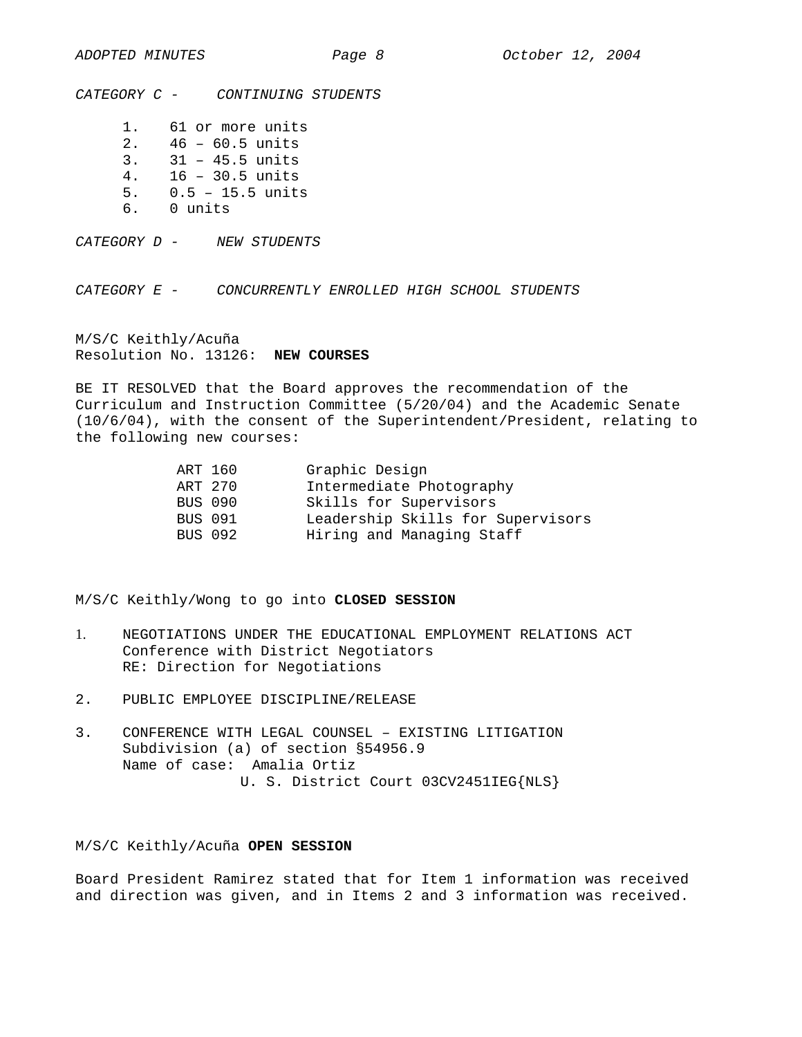*CATEGORY C - CONTINUING STUDENTS*

1. 61 or more units
2. 46 – 60.5 units
3. 31 – 45.5 units
4. 16 – 30.5 units
5. 0.5 – 15.5 units
6. 0 units

*CATEGORY D - NEW STUDENTS*

*CATEGORY E - CONCURRENTLY ENROLLED HIGH SCHOOL STUDENTS*

M/S/C Keithly/Acuña
Resolution No. 13126: **NEW COURSES**

BE IT RESOLVED that the Board approves the recommendation of the Curriculum and Instruction Committee (5/20/04) and the Academic Senate (10/6/04), with the consent of the Superintendent/President, relating to the following new courses:

| | |
|---|---|
| ART 160 | Graphic Design |
| ART 270 | Intermediate Photography |
| BUS 090 | Skills for Supervisors |
| BUS 091 | Leadership Skills for Supervisors |
| BUS 092 | Hiring and Managing Staff |

M/S/C Keithly/Wong to go into **CLOSED SESSION**

1. NEGOTIATIONS UNDER THE EDUCATIONAL EMPLOYMENT RELATIONS ACT
   Conference with District Negotiators
   RE: Direction for Negotiations

2. PUBLIC EMPLOYEE DISCIPLINE/RELEASE

3. CONFERENCE WITH LEGAL COUNSEL – EXISTING LITIGATION
   Subdivision (a) of section §54956.9
   Name of case: Amalia Ortiz
   U. S. District Court 03CV2451IEG{NLS}

M/S/C Keithly/Acuña **OPEN SESSION**

Board President Ramirez stated that for Item 1 information was received and direction was given, and in Items 2 and 3 information was received.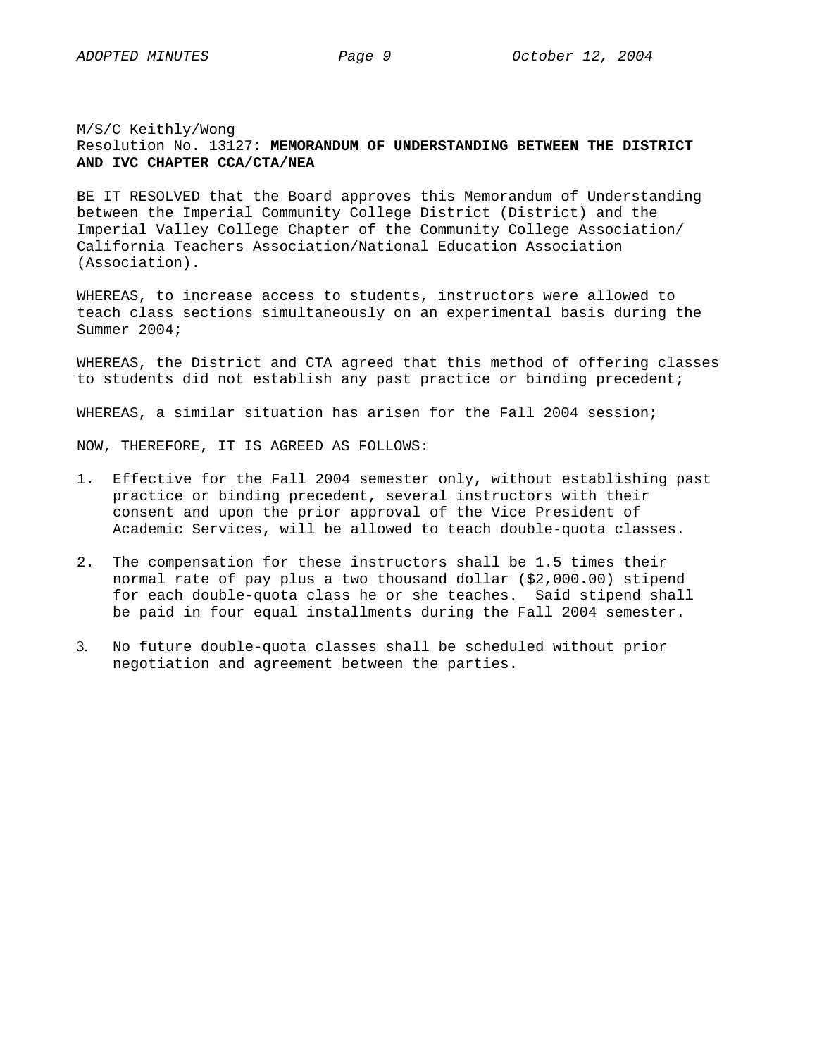M/S/C Keithly/Wong
Resolution No. 13127: **MEMORANDUM OF UNDERSTANDING BETWEEN THE DISTRICT AND IVC CHAPTER CCA/CTA/NEA**

BE IT RESOLVED that the Board approves this Memorandum of Understanding between the Imperial Community College District (District) and the Imperial Valley College Chapter of the Community College Association/ California Teachers Association/National Education Association (Association).

WHEREAS, to increase access to students, instructors were allowed to teach class sections simultaneously on an experimental basis during the Summer 2004;

WHEREAS, the District and CTA agreed that this method of offering classes to students did not establish any past practice or binding precedent;

WHEREAS, a similar situation has arisen for the Fall 2004 session;

NOW, THEREFORE, IT IS AGREED AS FOLLOWS:

1. Effective for the Fall 2004 semester only, without establishing past practice or binding precedent, several instructors with their consent and upon the prior approval of the Vice President of Academic Services, will be allowed to teach double-quota classes.

2. The compensation for these instructors shall be 1.5 times their normal rate of pay plus a two thousand dollar ($2,000.00) stipend for each double-quota class he or she teaches. Said stipend shall be paid in four equal installments during the Fall 2004 semester.

3. No future double-quota classes shall be scheduled without prior negotiation and agreement between the parties.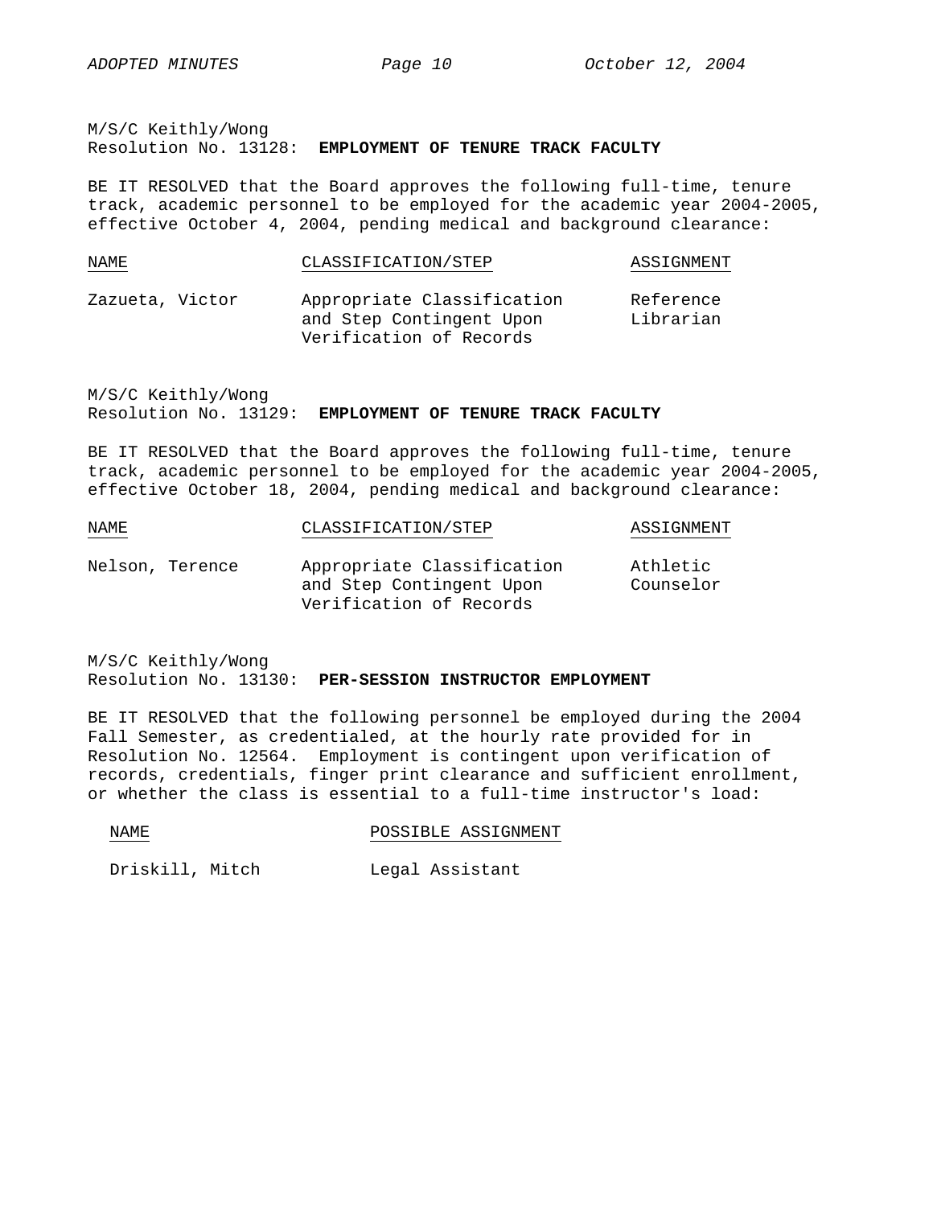M/S/C Keithly/Wong
Resolution No. 13128: **EMPLOYMENT OF TENURE TRACK FACULTY**

BE IT RESOLVED that the Board approves the following full-time, tenure track, academic personnel to be employed for the academic year 2004-2005, effective October 4, 2004, pending medical and background clearance:

| NAME | CLASSIFICATION/STEP | ASSIGNMENT |
|---|---|---|
| Zazueta, Victor | Appropriate Classification and Step Contingent Upon Verification of Records | Reference Librarian |

M/S/C Keithly/Wong
Resolution No. 13129: **EMPLOYMENT OF TENURE TRACK FACULTY**

BE IT RESOLVED that the Board approves the following full-time, tenure track, academic personnel to be employed for the academic year 2004-2005, effective October 18, 2004, pending medical and background clearance:

| NAME | CLASSIFICATION/STEP | ASSIGNMENT |
|---|---|---|
| Nelson, Terence | Appropriate Classification and Step Contingent Upon Verification of Records | Athletic Counselor |

M/S/C Keithly/Wong
Resolution No. 13130: **PER-SESSION INSTRUCTOR EMPLOYMENT**

BE IT RESOLVED that the following personnel be employed during the 2004 Fall Semester, as credentialed, at the hourly rate provided for in Resolution No. 12564. Employment is contingent upon verification of records, credentials, finger print clearance and sufficient enrollment, or whether the class is essential to a full-time instructor's load:

| NAME | POSSIBLE ASSIGNMENT |
|---|---|
| Driskill, Mitch | Legal Assistant |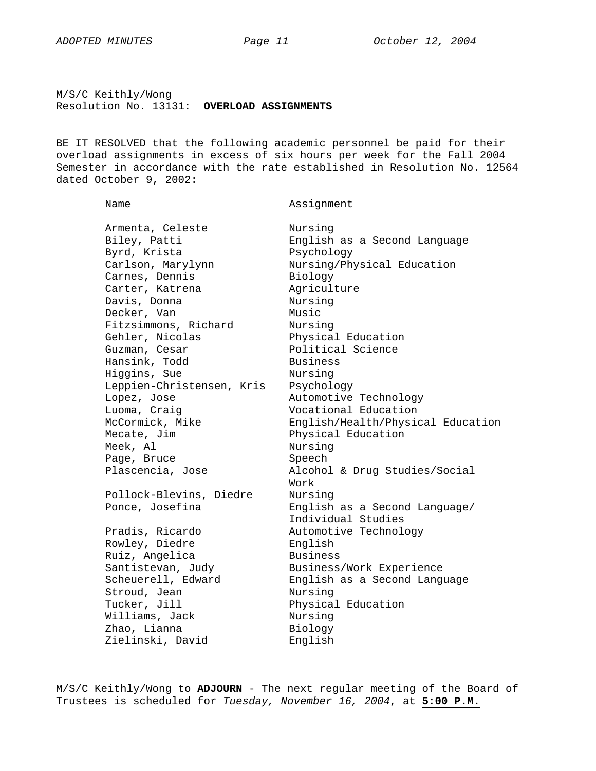M/S/C Keithly/Wong
Resolution No. 13131: **OVERLOAD ASSIGNMENTS**

BE IT RESOLVED that the following academic personnel be paid for their overload assignments in excess of six hours per week for the Fall 2004 Semester in accordance with the rate established in Resolution No. 12564 dated October 9, 2002:

| Name | Assignment |
|---|---|
| Armenta, Celeste | Nursing |
| Biley, Patti | English as a Second Language |
| Byrd, Krista | Psychology |
| Carlson, Marylynn | Nursing/Physical Education |
| Carnes, Dennis | Biology |
| Carter, Katrena | Agriculture |
| Davis, Donna | Nursing |
| Decker, Van | Music |
| Fitzsimmons, Richard | Nursing |
| Gehler, Nicolas | Physical Education |
| Guzman, Cesar | Political Science |
| Hansink, Todd | Business |
| Higgins, Sue | Nursing |
| Leppien-Christensen, Kris | Psychology |
| Lopez, Jose | Automotive Technology |
| Luoma, Craig | Vocational Education |
| McCormick, Mike | English/Health/Physical Education |
| Mecate, Jim | Physical Education |
| Meek, Al | Nursing |
| Page, Bruce | Speech |
| Plascencia, Jose | Alcohol & Drug Studies/Social Work |
| Pollock-Blevins, Diedre | Nursing |
| Ponce, Josefina | English as a Second Language/ Individual Studies |
| Pradis, Ricardo | Automotive Technology |
| Rowley, Diedre | English |
| Ruiz, Angelica | Business |
| Santistevan, Judy | Business/Work Experience |
| Scheuerell, Edward | English as a Second Language |
| Stroud, Jean | Nursing |
| Tucker, Jill | Physical Education |
| Williams, Jack | Nursing |
| Zhao, Lianna | Biology |
| Zielinski, David | English |

M/S/C Keithly/Wong to **ADJOURN** - The next regular meeting of the Board of Trustees is scheduled for *Tuesday, November 16, 2004*, at **5:00 P.M.**